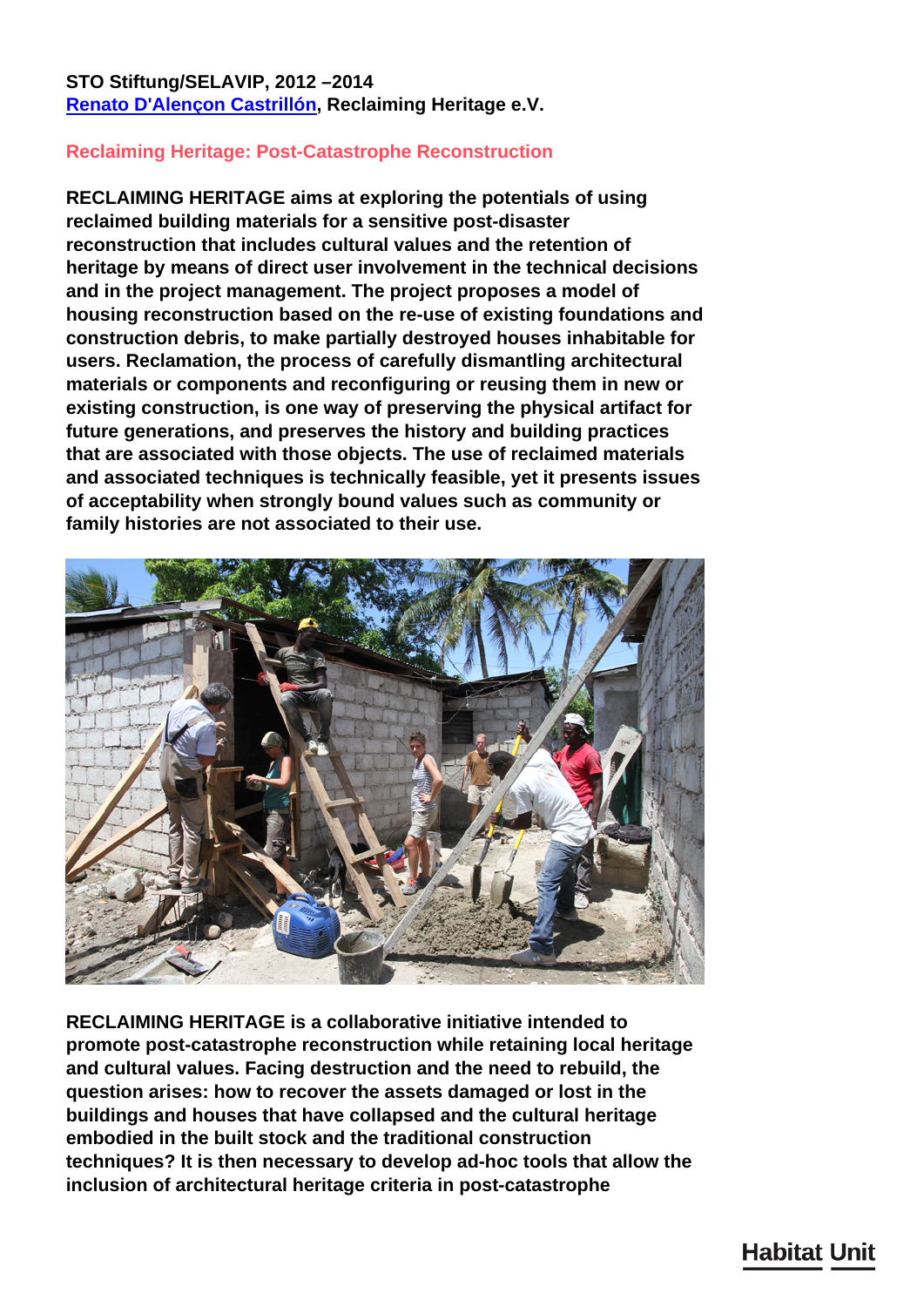**STO Stiftung/SELAVIP, 2012 –2014**
**[Renato D'Alençon Castrillón](), Reclaiming Heritage e.V.**

## Reclaiming Heritage: Post-Catastrophe Reconstruction

**RECLAIMING HERITAGE aims at exploring the potentials of using reclaimed building materials for a sensitive post-disaster reconstruction that includes cultural values and the retention of heritage by means of direct user involvement in the technical decisions and in the project management. The project proposes a model of housing reconstruction based on the re-use of existing foundations and construction debris, to make partially destroyed houses inhabitable for users. Reclamation, the process of carefully dismantling architectural materials or components and reconfiguring or reusing them in new or existing construction, is one way of preserving the physical artifact for future generations, and preserves the history and building practices that are associated with those objects. The use of reclaimed materials and associated techniques is technically feasible, yet it presents issues of acceptability when strongly bound values such as community or family histories are not associated to their use.**

**RECLAIMING HERITAGE is a collaborative initiative intended to promote post-catastrophe reconstruction while retaining local heritage and cultural values. Facing destruction and the need to rebuild, the question arises: how to recover the assets damaged or lost in the buildings and houses that have collapsed and the cultural heritage embodied in the built stock and the traditional construction techniques? It is then necessary to develop ad-hoc tools that allow the inclusion of architectural heritage criteria in post-catastrophe**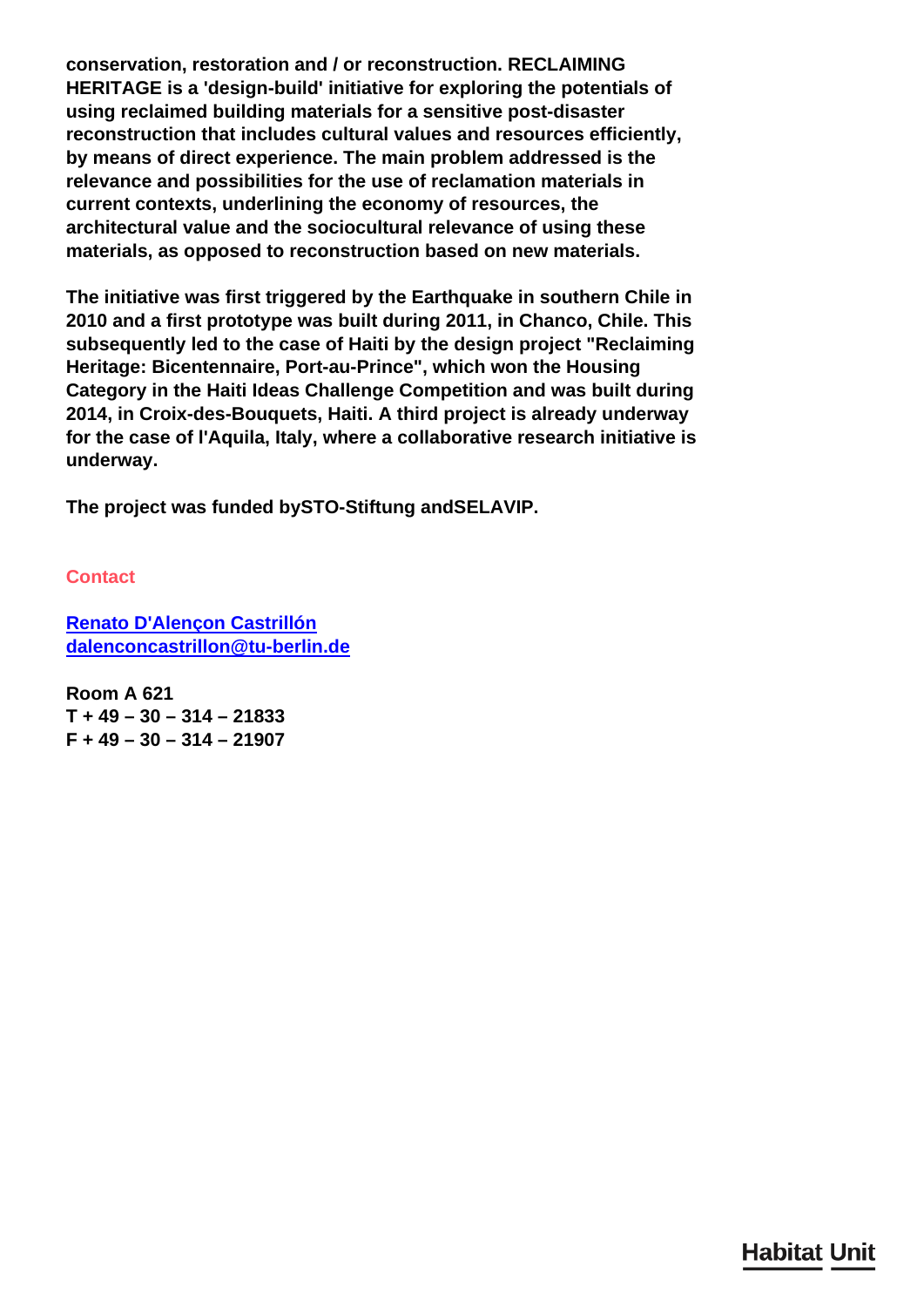**conservation, restoration and / or reconstruction. RECLAIMING HERITAGE is a 'design-build' initiative for exploring the potentials of using reclaimed building materials for a sensitive post-disaster reconstruction that includes cultural values and resources efficiently, by means of direct experience. The main problem addressed is the relevance and possibilities for the use of reclamation materials in current contexts, underlining the economy of resources, the architectural value and the sociocultural relevance of using these materials, as opposed to reconstruction based on new materials.**

**The initiative was first triggered by the Earthquake in southern Chile in 2010 and a first prototype was built during 2011, in Chanco, Chile. This subsequently led to the case of Haiti by the design project "Reclaiming Heritage: Bicentennaire, Port-au-Prince", which won the Housing Category in the Haiti Ideas Challenge Competition and was built during 2014, in Croix-des-Bouquets, Haiti. A third project is already underway for the case of l'Aquila, Italy, where a collaborative research initiative is underway.**

**The project was funded bySTO-Stiftung andSELAVIP.**

## Contact

**Renato D'Alençon Castrillón**
**dalenconcastrillon@tu-berlin.de**

**Room A 621**
**T + 49 – 30 – 314 – 21833**
**F + 49 – 30 – 314 – 21907**